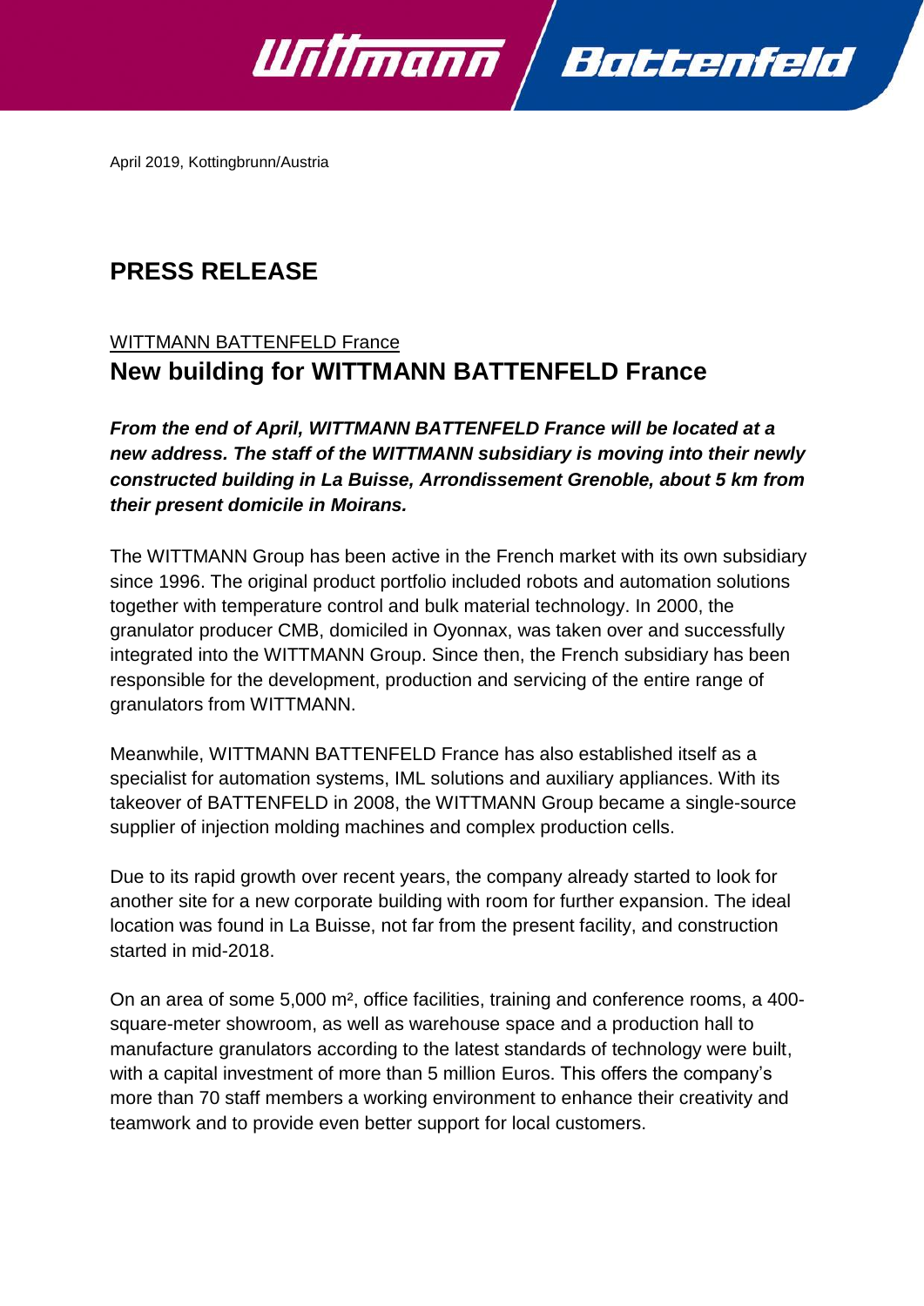April 2019, Kottingbrunn/Austria

# PRESS RELEASE

WITTMANN BATTENFELD France

## New building for WITTMANN BATTENFELD France

***From the end of April, WITTMANN BATTENFELD France will be located at a new address. The staff of the WITTMANN subsidiary is moving into their newly constructed building in La Buisse, Arrondissement Grenoble, about 5 km from their present domicile in Moirans.***

The WITTMANN Group has been active in the French market with its own subsidiary since 1996. The original product portfolio included robots and automation solutions together with temperature control and bulk material technology. In 2000, the granulator producer CMB, domiciled in Oyonnax, was taken over and successfully integrated into the WITTMANN Group. Since then, the French subsidiary has been responsible for the development, production and servicing of the entire range of granulators from WITTMANN.

Meanwhile, WITTMANN BATTENFELD France has also established itself as a specialist for automation systems, IML solutions and auxiliary appliances. With its takeover of BATTENFELD in 2008, the WITTMANN Group became a single-source supplier of injection molding machines and complex production cells.

Due to its rapid growth over recent years, the company already started to look for another site for a new corporate building with room for further expansion. The ideal location was found in La Buisse, not far from the present facility, and construction started in mid-2018.

On an area of some 5,000 m², office facilities, training and conference rooms, a 400-square-meter showroom, as well as warehouse space and a production hall to manufacture granulators according to the latest standards of technology were built, with a capital investment of more than 5 million Euros. This offers the company's more than 70 staff members a working environment to enhance their creativity and teamwork and to provide even better support for local customers.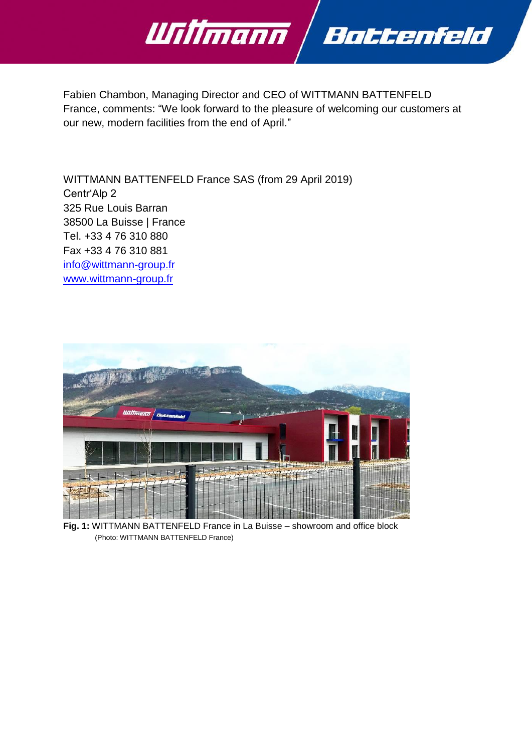Fabien Chambon, Managing Director and CEO of WITTMANN BATTENFELD France, comments: “We look forward to the pleasure of welcoming our customers at our new, modern facilities from the end of April.”

WITTMANN BATTENFELD France SAS (from 29 April 2019)
Centr‘Alp 2
325 Rue Louis Barran
38500 La Buisse | France
Tel. +33 4 76 310 880
Fax +33 4 76 310 881
[info@wittmann-group.fr](mailto:info@wittmann-group.fr)
[www.wittmann-group.fr](http://www.wittmann-group.fr)

**Fig. 1:** WITTMANN BATTENFELD France in La Buisse – showroom and office block
(Photo: WITTMANN BATTENFELD France)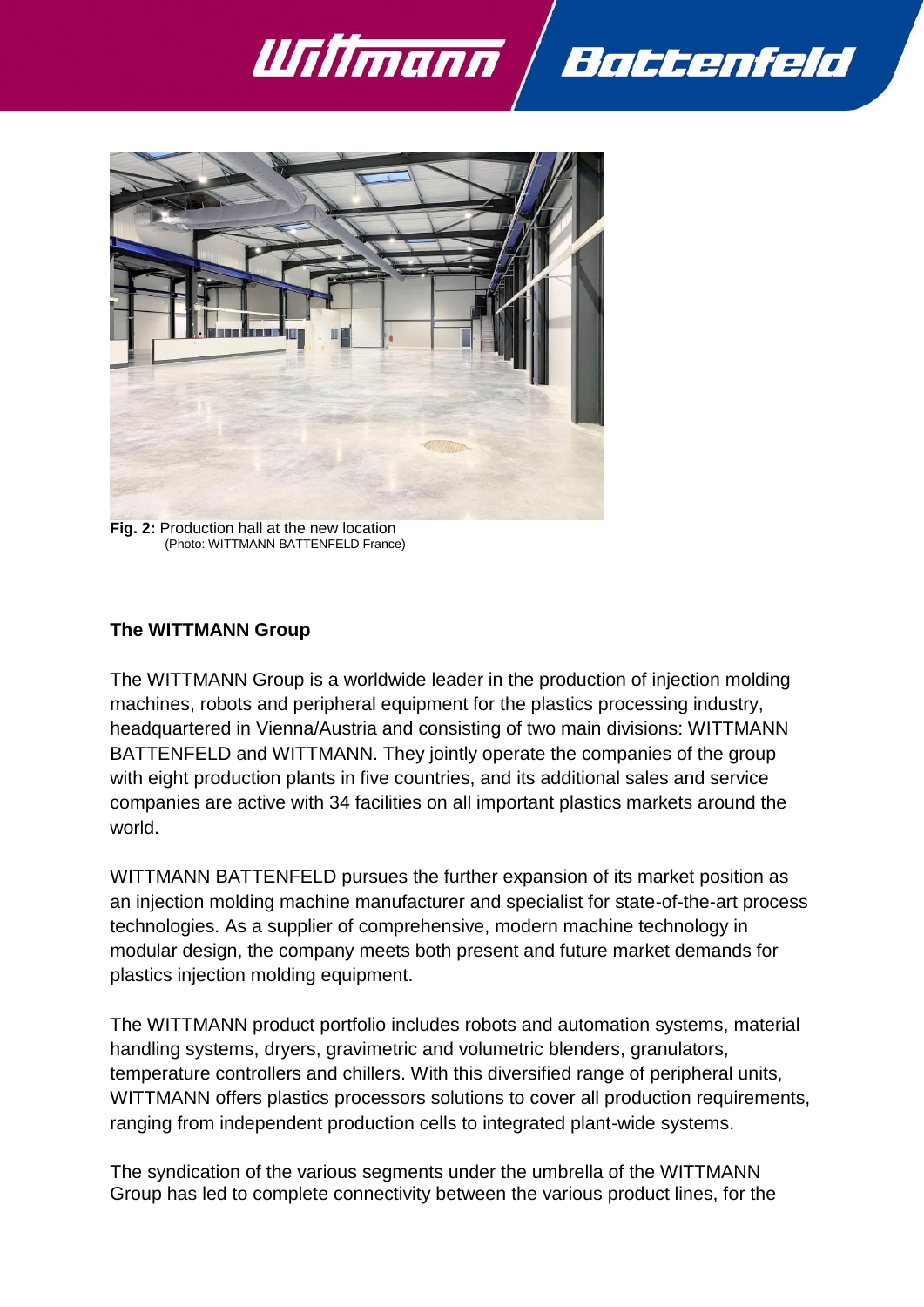**Fig. 2:** Production hall at the new location
(Photo: WITTMANN BATTENFELD France)

## The WITTMANN Group

The WITTMANN Group is a worldwide leader in the production of injection molding machines, robots and peripheral equipment for the plastics processing industry, headquartered in Vienna/Austria and consisting of two main divisions: WITTMANN BATTENFELD and WITTMANN. They jointly operate the companies of the group with eight production plants in five countries, and its additional sales and service companies are active with 34 facilities on all important plastics markets around the world.

WITTMANN BATTENFELD pursues the further expansion of its market position as an injection molding machine manufacturer and specialist for state-of-the-art process technologies. As a supplier of comprehensive, modern machine technology in modular design, the company meets both present and future market demands for plastics injection molding equipment.

The WITTMANN product portfolio includes robots and automation systems, material handling systems, dryers, gravimetric and volumetric blenders, granulators, temperature controllers and chillers. With this diversified range of peripheral units, WITTMANN offers plastics processors solutions to cover all production requirements, ranging from independent production cells to integrated plant-wide systems.

The syndication of the various segments under the umbrella of the WITTMANN Group has led to complete connectivity between the various product lines, for the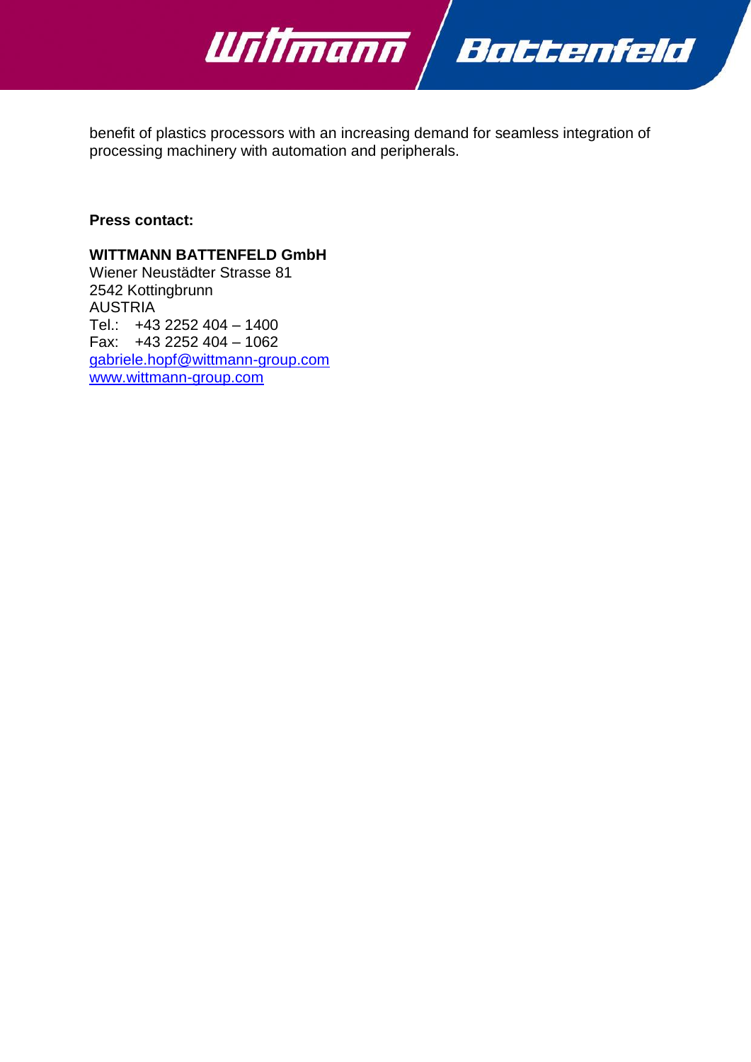benefit of plastics processors with an increasing demand for seamless integration of processing machinery with automation and peripherals.

**Press contact:**

**WITTMANN BATTENFELD GmbH**  
Wiener Neustädter Strasse 81  
2542 Kottingbrunn  
AUSTRIA  
Tel.: +43 2252 404 – 1400  
Fax: +43 2252 404 – 1062  
gabriele.hopf@wittmann-group.com  
www.wittmann-group.com